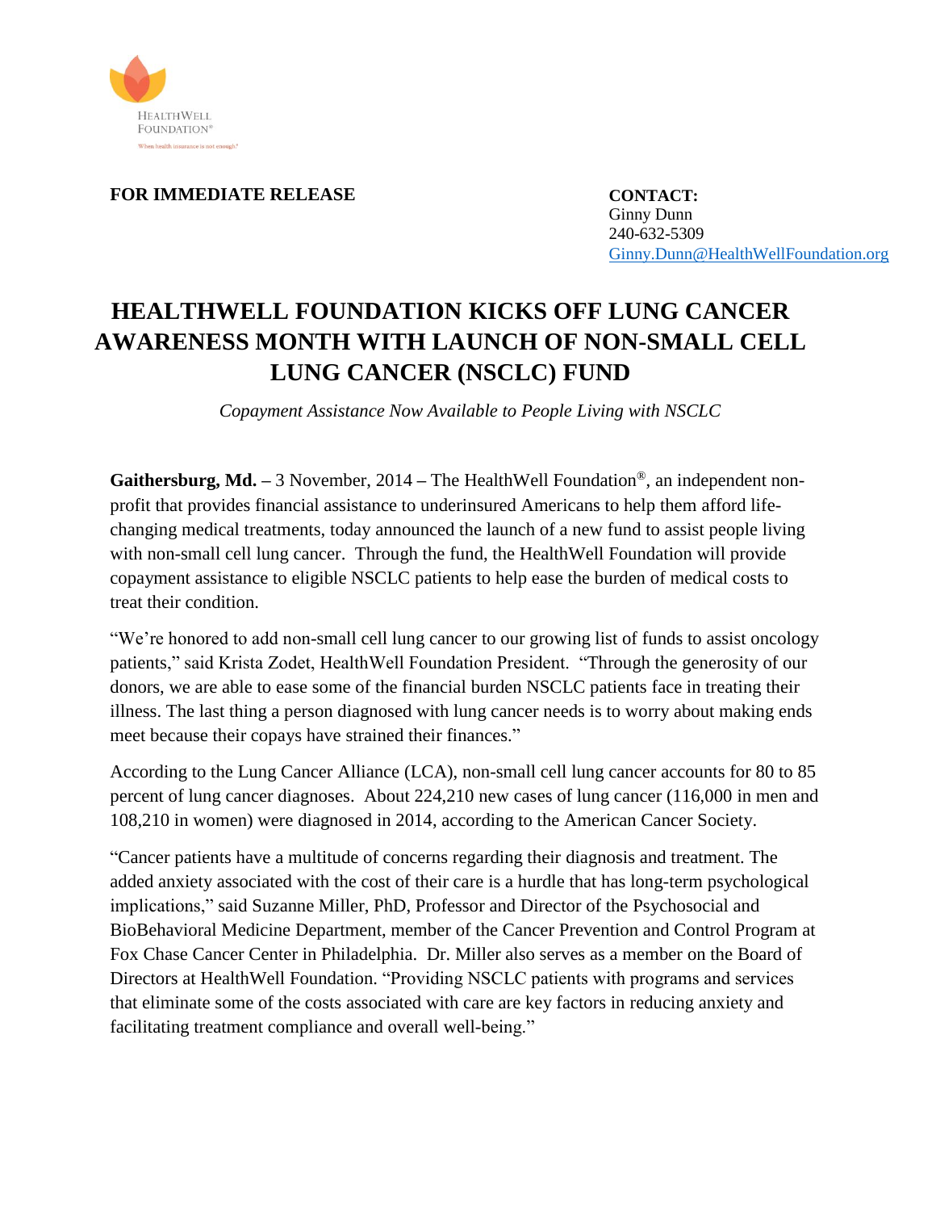HEALTHWELL FOUNDATION®

When health insurance is not enough.®

**FOR IMMEDIATE RELEASE**

**CONTACT:**
Ginny Dunn
240-632-5309
Ginny.Dunn@HealthWellFoundation.org

# HEALTHWELL FOUNDATION KICKS OFF LUNG CANCER AWARENESS MONTH WITH LAUNCH OF NON-SMALL CELL LUNG CANCER (NSCLC) FUND

*Copayment Assistance Now Available to People Living with NSCLC*

**Gaithersburg, Md.** – 3 November, 2014 – The HealthWell Foundation®, an independent non-profit that provides financial assistance to underinsured Americans to help them afford life-changing medical treatments, today announced the launch of a new fund to assist people living with non-small cell lung cancer. Through the fund, the HealthWell Foundation will provide copayment assistance to eligible NSCLC patients to help ease the burden of medical costs to treat their condition.

"We're honored to add non-small cell lung cancer to our growing list of funds to assist oncology patients," said Krista Zodet, HealthWell Foundation President. "Through the generosity of our donors, we are able to ease some of the financial burden NSCLC patients face in treating their illness. The last thing a person diagnosed with lung cancer needs is to worry about making ends meet because their copays have strained their finances."

According to the Lung Cancer Alliance (LCA), non-small cell lung cancer accounts for 80 to 85 percent of lung cancer diagnoses. About 224,210 new cases of lung cancer (116,000 in men and 108,210 in women) were diagnosed in 2014, according to the American Cancer Society.

"Cancer patients have a multitude of concerns regarding their diagnosis and treatment. The added anxiety associated with the cost of their care is a hurdle that has long-term psychological implications," said Suzanne Miller, PhD, Professor and Director of the Psychosocial and BioBehavioral Medicine Department, member of the Cancer Prevention and Control Program at Fox Chase Cancer Center in Philadelphia. Dr. Miller also serves as a member on the Board of Directors at HealthWell Foundation. "Providing NSCLC patients with programs and services that eliminate some of the costs associated with care are key factors in reducing anxiety and facilitating treatment compliance and overall well-being."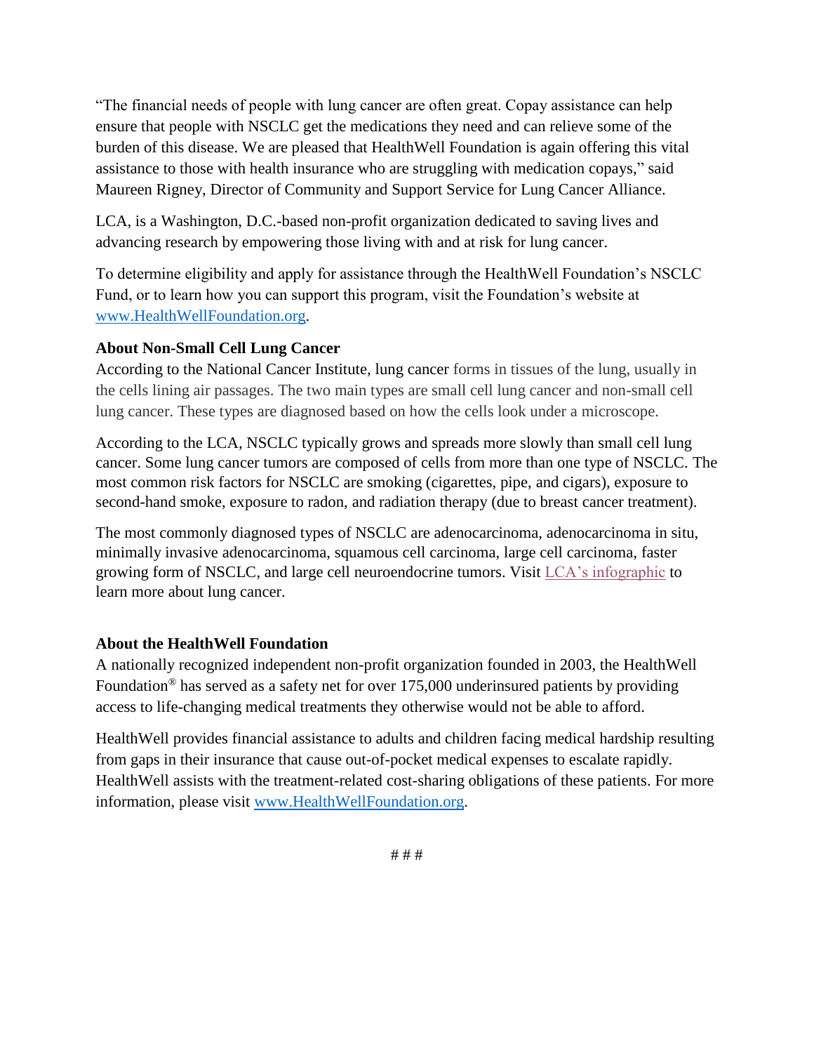"The financial needs of people with lung cancer are often great. Copay assistance can help ensure that people with NSCLC get the medications they need and can relieve some of the burden of this disease. We are pleased that HealthWell Foundation is again offering this vital assistance to those with health insurance who are struggling with medication copays," said Maureen Rigney, Director of Community and Support Service for Lung Cancer Alliance.

LCA, is a Washington, D.C.-based non-profit organization dedicated to saving lives and advancing research by empowering those living with and at risk for lung cancer.

To determine eligibility and apply for assistance through the HealthWell Foundation's NSCLC Fund, or to learn how you can support this program, visit the Foundation's website at www.HealthWellFoundation.org.

**About Non-Small Cell Lung Cancer**

According to the National Cancer Institute, lung cancer forms in tissues of the lung, usually in the cells lining air passages. The two main types are small cell lung cancer and non-small cell lung cancer. These types are diagnosed based on how the cells look under a microscope.

According to the LCA, NSCLC typically grows and spreads more slowly than small cell lung cancer. Some lung cancer tumors are composed of cells from more than one type of NSCLC. The most common risk factors for NSCLC are smoking (cigarettes, pipe, and cigars), exposure to second-hand smoke, exposure to radon, and radiation therapy (due to breast cancer treatment).

The most commonly diagnosed types of NSCLC are adenocarcinoma, adenocarcinoma in situ, minimally invasive adenocarcinoma, squamous cell carcinoma, large cell carcinoma, faster growing form of NSCLC, and large cell neuroendocrine tumors. Visit LCA's infographic to learn more about lung cancer.

**About the HealthWell Foundation**

A nationally recognized independent non-profit organization founded in 2003, the HealthWell Foundation® has served as a safety net for over 175,000 underinsured patients by providing access to life-changing medical treatments they otherwise would not be able to afford.

HealthWell provides financial assistance to adults and children facing medical hardship resulting from gaps in their insurance that cause out-of-pocket medical expenses to escalate rapidly. HealthWell assists with the treatment-related cost-sharing obligations of these patients. For more information, please visit www.HealthWellFoundation.org.

# # #